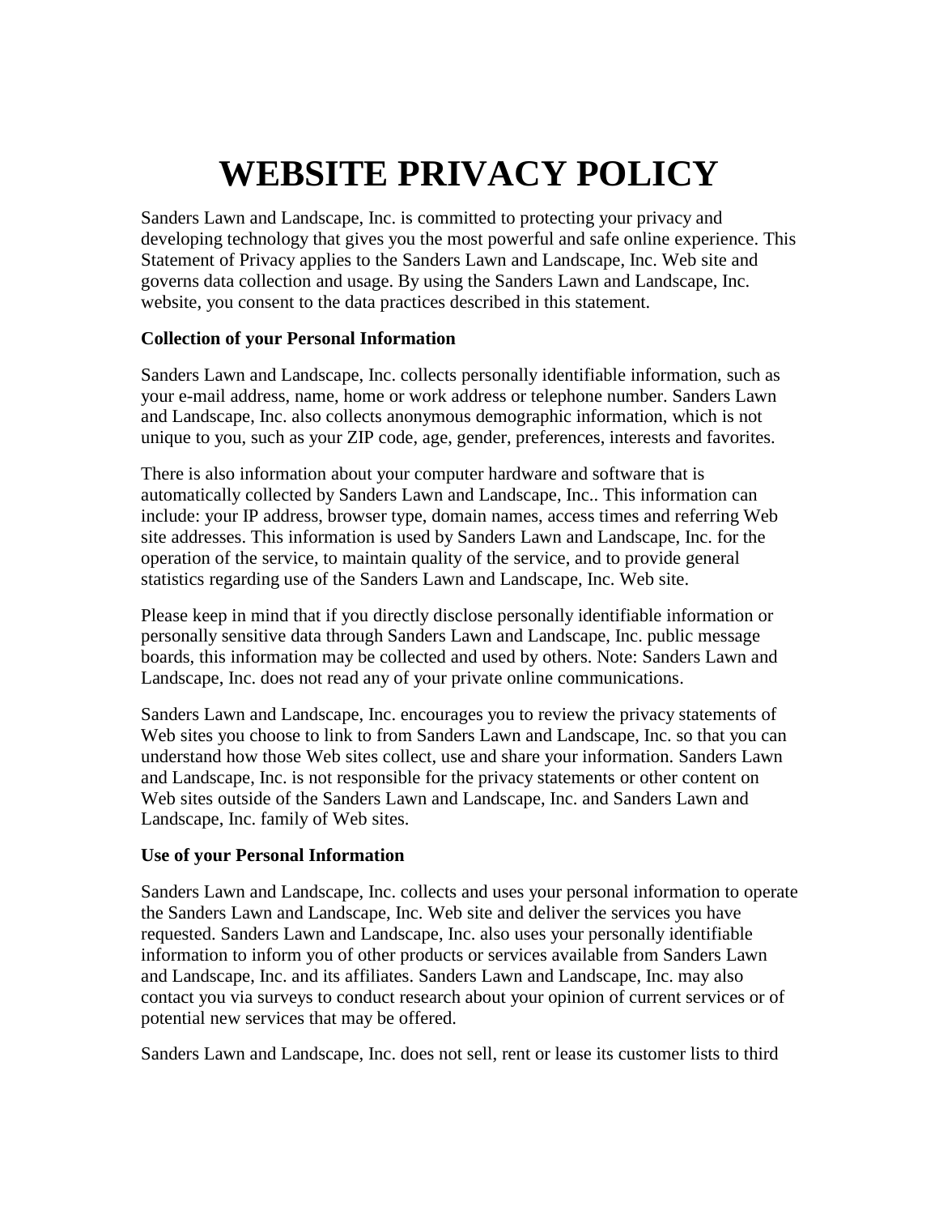# WEBSITE PRIVACY POLICY

Sanders Lawn and Landscape, Inc. is committed to protecting your privacy and developing technology that gives you the most powerful and safe online experience. This Statement of Privacy applies to the Sanders Lawn and Landscape, Inc. Web site and governs data collection and usage. By using the Sanders Lawn and Landscape, Inc. website, you consent to the data practices described in this statement.

**Collection of your Personal Information**

Sanders Lawn and Landscape, Inc. collects personally identifiable information, such as your e-mail address, name, home or work address or telephone number. Sanders Lawn and Landscape, Inc. also collects anonymous demographic information, which is not unique to you, such as your ZIP code, age, gender, preferences, interests and favorites.

There is also information about your computer hardware and software that is automatically collected by Sanders Lawn and Landscape, Inc.. This information can include: your IP address, browser type, domain names, access times and referring Web site addresses. This information is used by Sanders Lawn and Landscape, Inc. for the operation of the service, to maintain quality of the service, and to provide general statistics regarding use of the Sanders Lawn and Landscape, Inc. Web site.

Please keep in mind that if you directly disclose personally identifiable information or personally sensitive data through Sanders Lawn and Landscape, Inc. public message boards, this information may be collected and used by others. Note: Sanders Lawn and Landscape, Inc. does not read any of your private online communications.

Sanders Lawn and Landscape, Inc. encourages you to review the privacy statements of Web sites you choose to link to from Sanders Lawn and Landscape, Inc. so that you can understand how those Web sites collect, use and share your information. Sanders Lawn and Landscape, Inc. is not responsible for the privacy statements or other content on Web sites outside of the Sanders Lawn and Landscape, Inc. and Sanders Lawn and Landscape, Inc. family of Web sites.

**Use of your Personal Information**

Sanders Lawn and Landscape, Inc. collects and uses your personal information to operate the Sanders Lawn and Landscape, Inc. Web site and deliver the services you have requested. Sanders Lawn and Landscape, Inc. also uses your personally identifiable information to inform you of other products or services available from Sanders Lawn and Landscape, Inc. and its affiliates. Sanders Lawn and Landscape, Inc. may also contact you via surveys to conduct research about your opinion of current services or of potential new services that may be offered.

Sanders Lawn and Landscape, Inc. does not sell, rent or lease its customer lists to third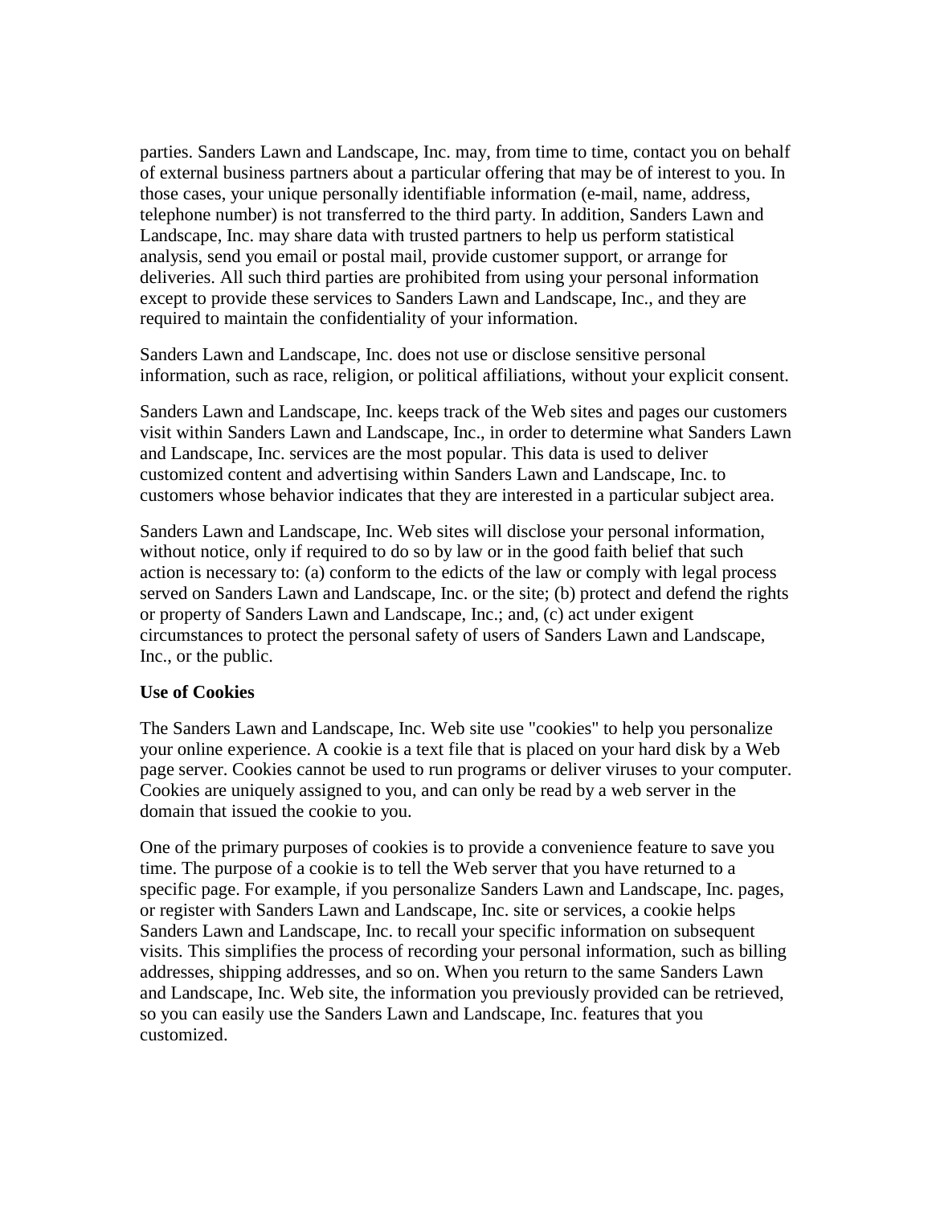parties. Sanders Lawn and Landscape, Inc. may, from time to time, contact you on behalf of external business partners about a particular offering that may be of interest to you. In those cases, your unique personally identifiable information (e-mail, name, address, telephone number) is not transferred to the third party. In addition, Sanders Lawn and Landscape, Inc. may share data with trusted partners to help us perform statistical analysis, send you email or postal mail, provide customer support, or arrange for deliveries. All such third parties are prohibited from using your personal information except to provide these services to Sanders Lawn and Landscape, Inc., and they are required to maintain the confidentiality of your information.

Sanders Lawn and Landscape, Inc. does not use or disclose sensitive personal information, such as race, religion, or political affiliations, without your explicit consent.

Sanders Lawn and Landscape, Inc. keeps track of the Web sites and pages our customers visit within Sanders Lawn and Landscape, Inc., in order to determine what Sanders Lawn and Landscape, Inc. services are the most popular. This data is used to deliver customized content and advertising within Sanders Lawn and Landscape, Inc. to customers whose behavior indicates that they are interested in a particular subject area.

Sanders Lawn and Landscape, Inc. Web sites will disclose your personal information, without notice, only if required to do so by law or in the good faith belief that such action is necessary to: (a) conform to the edicts of the law or comply with legal process served on Sanders Lawn and Landscape, Inc. or the site; (b) protect and defend the rights or property of Sanders Lawn and Landscape, Inc.; and, (c) act under exigent circumstances to protect the personal safety of users of Sanders Lawn and Landscape, Inc., or the public.

**Use of Cookies**

The Sanders Lawn and Landscape, Inc. Web site use "cookies" to help you personalize your online experience. A cookie is a text file that is placed on your hard disk by a Web page server. Cookies cannot be used to run programs or deliver viruses to your computer. Cookies are uniquely assigned to you, and can only be read by a web server in the domain that issued the cookie to you.

One of the primary purposes of cookies is to provide a convenience feature to save you time. The purpose of a cookie is to tell the Web server that you have returned to a specific page. For example, if you personalize Sanders Lawn and Landscape, Inc. pages, or register with Sanders Lawn and Landscape, Inc. site or services, a cookie helps Sanders Lawn and Landscape, Inc. to recall your specific information on subsequent visits. This simplifies the process of recording your personal information, such as billing addresses, shipping addresses, and so on. When you return to the same Sanders Lawn and Landscape, Inc. Web site, the information you previously provided can be retrieved, so you can easily use the Sanders Lawn and Landscape, Inc. features that you customized.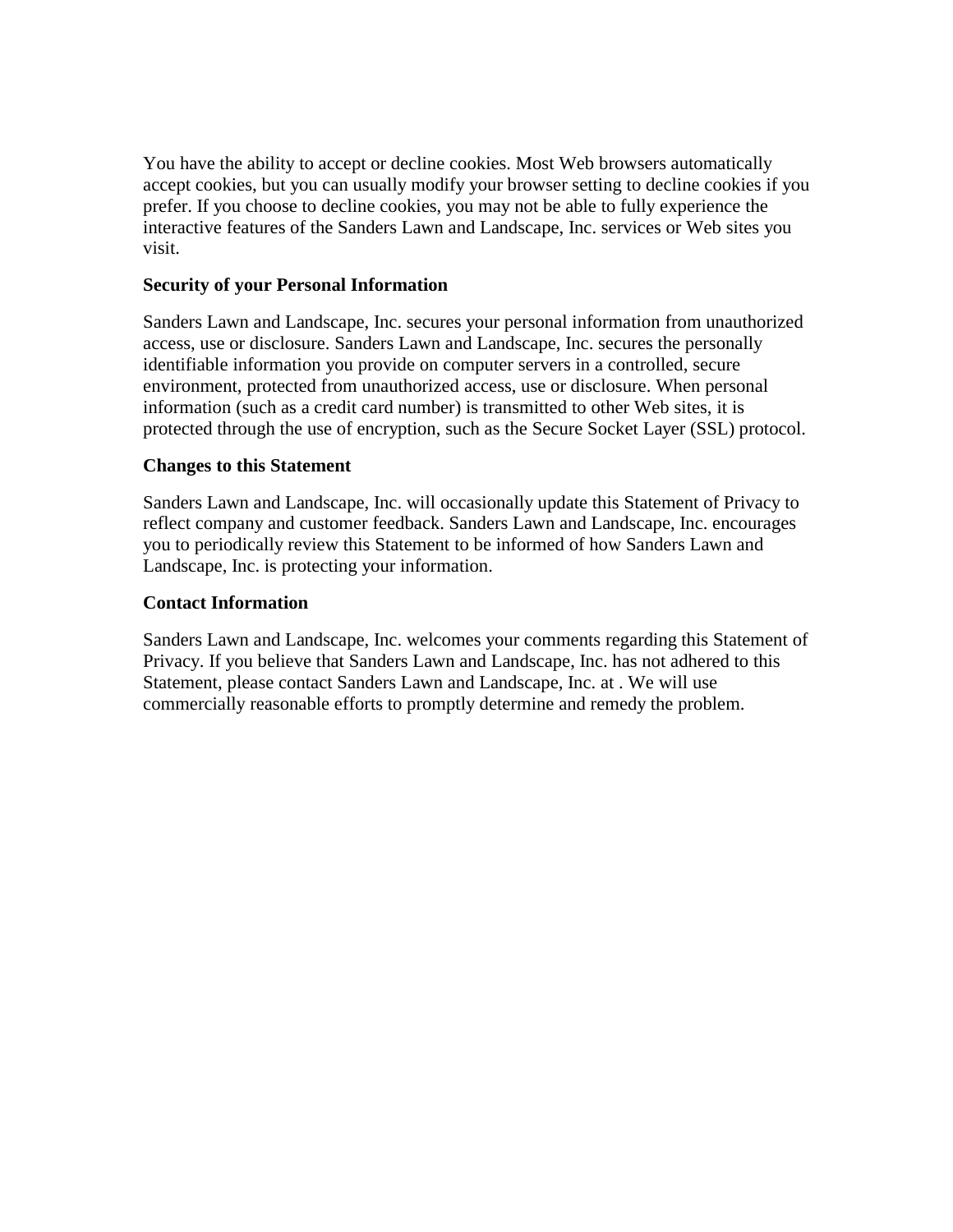You have the ability to accept or decline cookies. Most Web browsers automatically accept cookies, but you can usually modify your browser setting to decline cookies if you prefer. If you choose to decline cookies, you may not be able to fully experience the interactive features of the Sanders Lawn and Landscape, Inc. services or Web sites you visit.

**Security of your Personal Information**

Sanders Lawn and Landscape, Inc. secures your personal information from unauthorized access, use or disclosure. Sanders Lawn and Landscape, Inc. secures the personally identifiable information you provide on computer servers in a controlled, secure environment, protected from unauthorized access, use or disclosure. When personal information (such as a credit card number) is transmitted to other Web sites, it is protected through the use of encryption, such as the Secure Socket Layer (SSL) protocol.

**Changes to this Statement**

Sanders Lawn and Landscape, Inc. will occasionally update this Statement of Privacy to reflect company and customer feedback. Sanders Lawn and Landscape, Inc. encourages you to periodically review this Statement to be informed of how Sanders Lawn and Landscape, Inc. is protecting your information.

**Contact Information**

Sanders Lawn and Landscape, Inc. welcomes your comments regarding this Statement of Privacy. If you believe that Sanders Lawn and Landscape, Inc. has not adhered to this Statement, please contact Sanders Lawn and Landscape, Inc. at . We will use commercially reasonable efforts to promptly determine and remedy the problem.